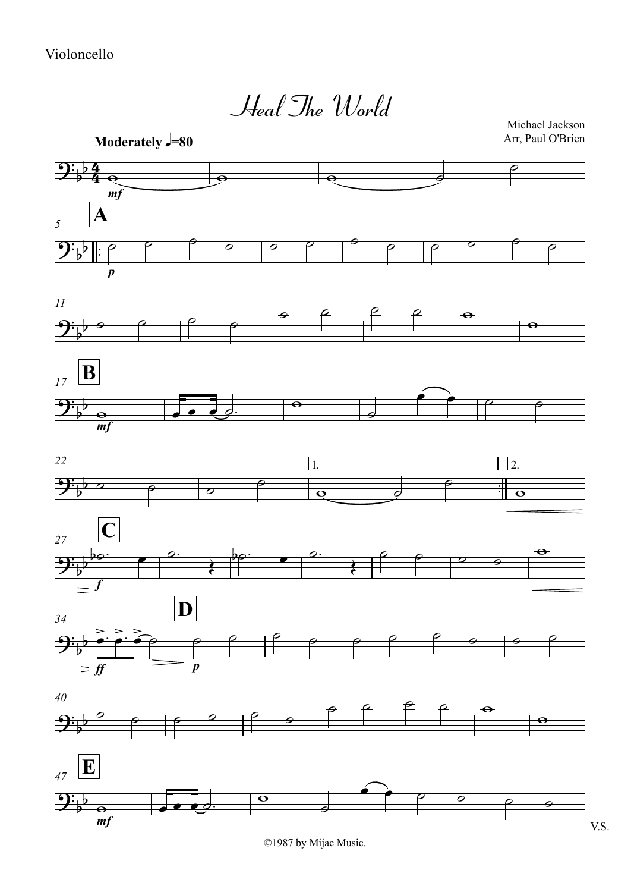Violoncello

# Heal The World

Michael Jackson
Arr, Paul O'Brien

**Moderately** ♩=80

©1987 by Mijac Music.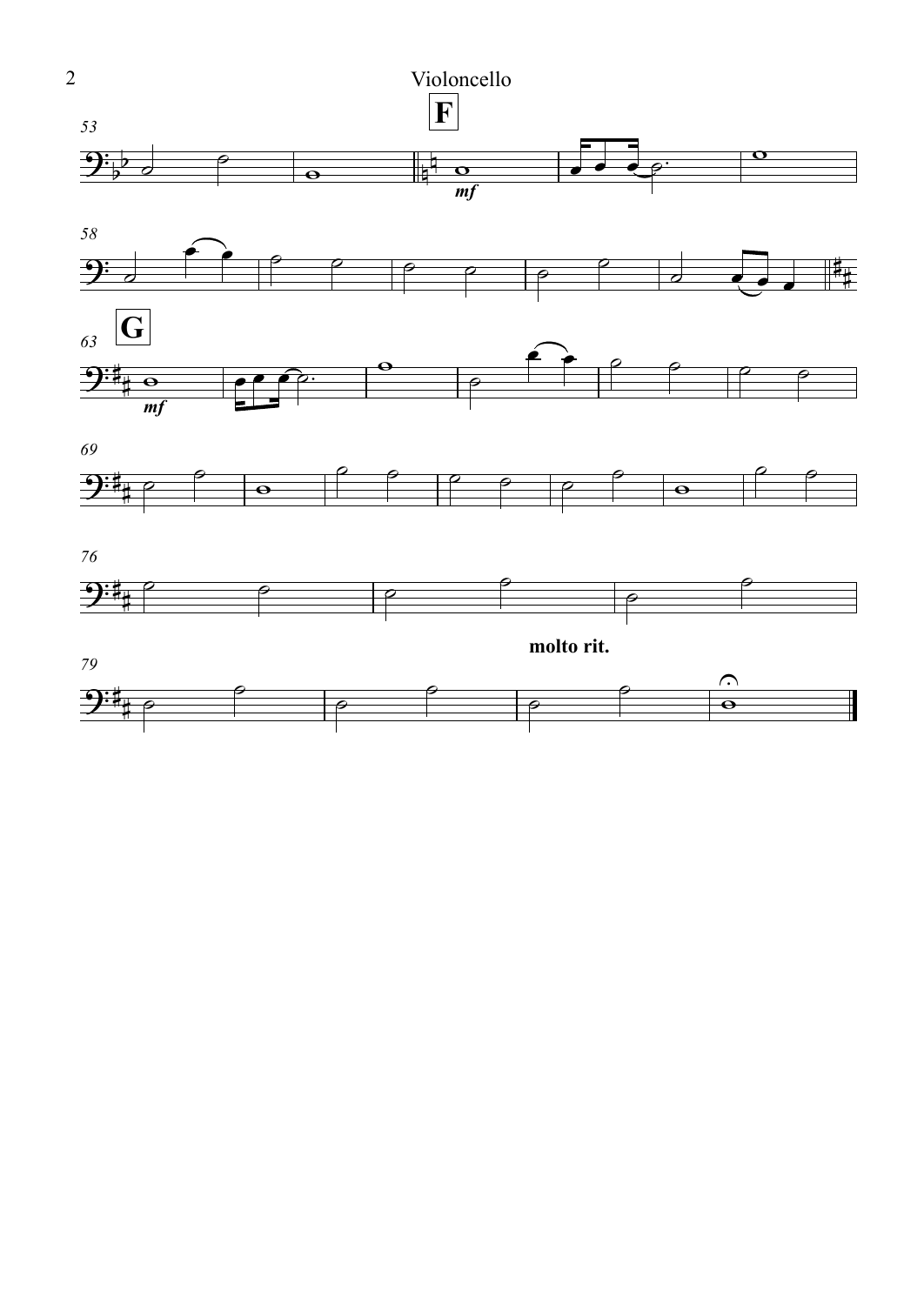Violoncello

53

**F**

*mf*

58

**G**

63

*mf*

69

76

79

**molto rit.**